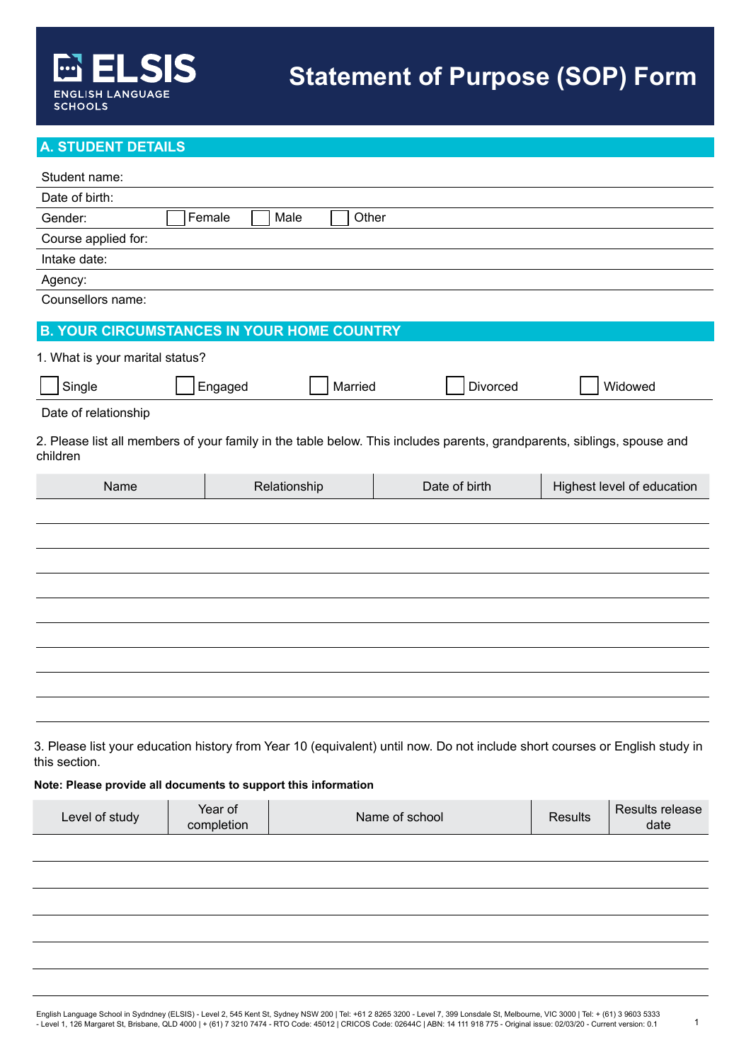**ELSIS**
ENGLISH LANGUAGE SCHOOLS

# Statement of Purpose (SOP) Form

## A. STUDENT DETAILS

Student name:

Date of birth:

Gender: ☐ Female ☐ Male ☐ Other

Course applied for:

Intake date:

Agency:

Counsellors name:

## B. YOUR CIRCUMSTANCES IN YOUR HOME COUNTRY

1. What is your marital status?

☐ Single ☐ Engaged ☐ Married ☐ Divorced ☐ Widowed

Date of relationship

2. Please list all members of your family in the table below. This includes parents, grandparents, siblings, spouse and children

| Name | Relationship | Date of birth | Highest level of education |
|---|---|---|---|
| | | | |
| | | | |
| | | | |
| | | | |
| | | | |
| | | | |
| | | | |
| | | | |
| | | | |

3. Please list your education history from Year 10 (equivalent) until now. Do not include short courses or English study in this section.

**Note: Please provide all documents to support this information**

| Level of study | Year of completion | Name of school | Results | Results release date |
|---|---|---|---|---|
| | | | | |
| | | | | |
| | | | | |
| | | | | |
| | | | | |
| | | | | |

English Language School in Sydndney (ELSIS) - Level 2, 545 Kent St, Sydney NSW 200 | Tel: +61 2 8265 3200 - Level 7, 399 Lonsdale St, Melbourne, VIC 3000 | Tel: + (61) 3 9603 5333 - Level 1, 126 Margaret St, Brisbane, QLD 4000 | + (61) 7 3210 7474 - RTO Code: 45012 | CRICOS Code: 02644C | ABN: 14 111 918 775 - Original issue: 02/03/20 - Current version: 0.1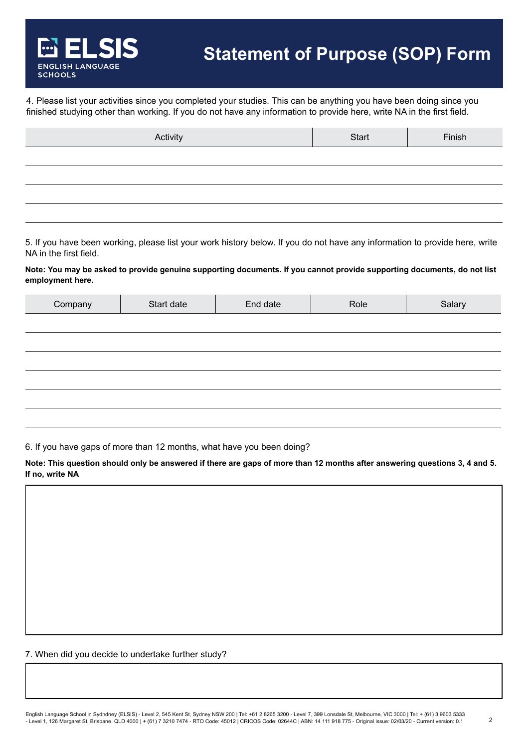# Statement of Purpose (SOP) Form

4. Please list your activities since you completed your studies. This can be anything you have been doing since you finished studying other than working. If you do not have any information to provide here, write NA in the first field.

| Activity | Start | Finish |
|---|---|---|
| | | |
| | | |
| | | |
| | | |

5. If you have been working, please list your work history below. If you do not have any information to provide here, write NA in the first field.

**Note: You may be asked to provide genuine supporting documents. If you cannot provide supporting documents, do not list employment here.**

| Company | Start date | End date | Role | Salary |
|---|---|---|---|---|
| | | | | |
| | | | | |
| | | | | |
| | | | | |
| | | | | |
| | | | | |

6. If you have gaps of more than 12 months, what have you been doing?

**Note: This question should only be answered if there are gaps of more than 12 months after answering questions 3, 4 and 5. If no, write NA**

7. When did you decide to undertake further study?

English Language School in Sydndney (ELSIS) - Level 2, 545 Kent St, Sydney NSW 200 | Tel: +61 2 8265 3200 - Level 7, 399 Lonsdale St, Melbourne, VIC 3000 | Tel: + (61) 3 9603 5333 - Level 1, 126 Margaret St, Brisbane, QLD 4000 | + (61) 7 3210 7474 - RTO Code: 45012 | CRICOS Code: 02644C | ABN: 14 111 918 775 - Original issue: 02/03/20 - Current version: 0.1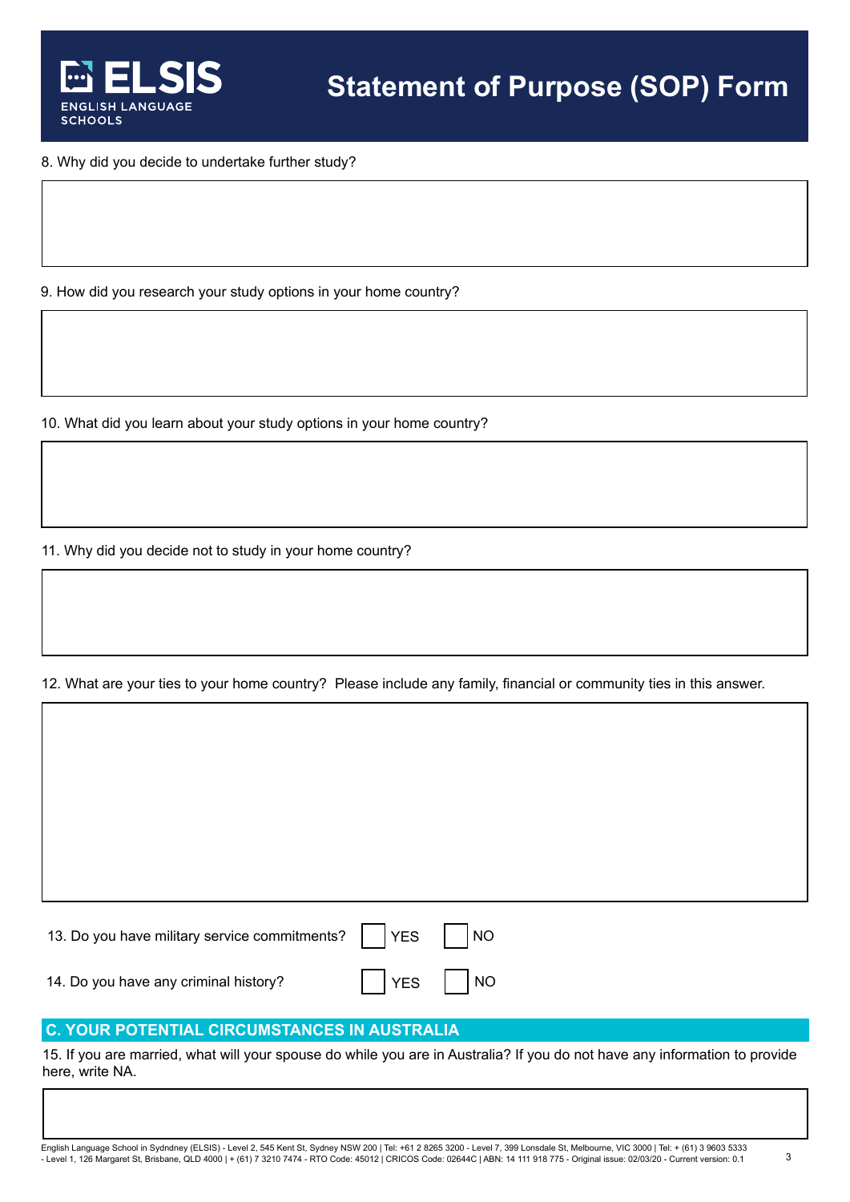8. Why did you decide to undertake further study?

9. How did you research your study options in your home country?

10. What did you learn about your study options in your home country?

11. Why did you decide not to study in your home country?

12. What are your ties to your home country? Please include any family, financial or community ties in this answer.

13. Do you have military service commitments? ☐ YES ☐ NO

14. Do you have any criminal history? ☐ YES ☐ NO

## C. YOUR POTENTIAL CIRCUMSTANCES IN AUSTRALIA

15. If you are married, what will your spouse do while you are in Australia? If you do not have any information to provide here, write NA.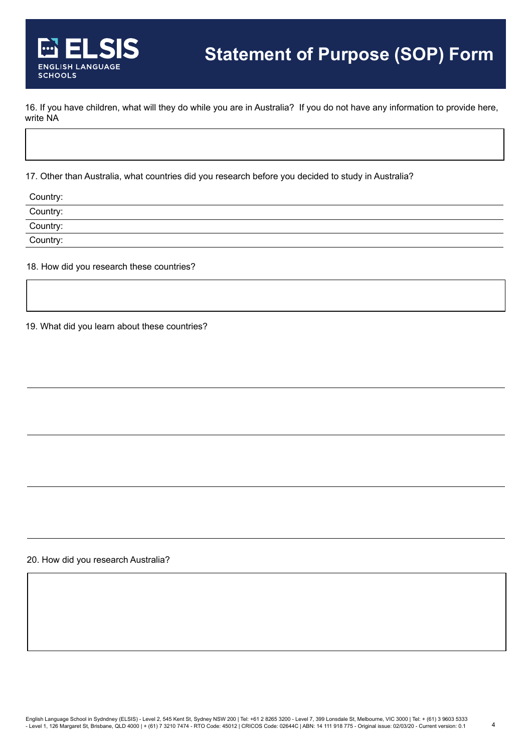# Statement of Purpose (SOP) Form

16. If you have children, what will they do while you are in Australia? If you do not have any information to provide here, write NA

17. Other than Australia, what countries did you research before you decided to study in Australia?

Country:

Country:

Country:

Country:

18. How did you research these countries?

19. What did you learn about these countries?

20. How did you research Australia?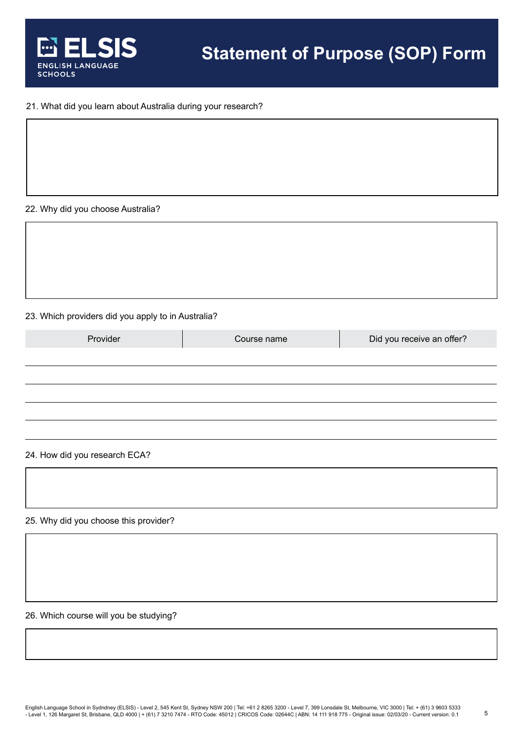# Statement of Purpose (SOP) Form

21. What did you learn about Australia during your research?

22. Why did you choose Australia?

23. Which providers did you apply to in Australia?

| Provider | Course name | Did you receive an offer? |
|---|---|---|
| | | |
| | | |
| | | |
| | | |
| | | |

24. How did you research ECA?

25. Why did you choose this provider?

26. Which course will you be studying?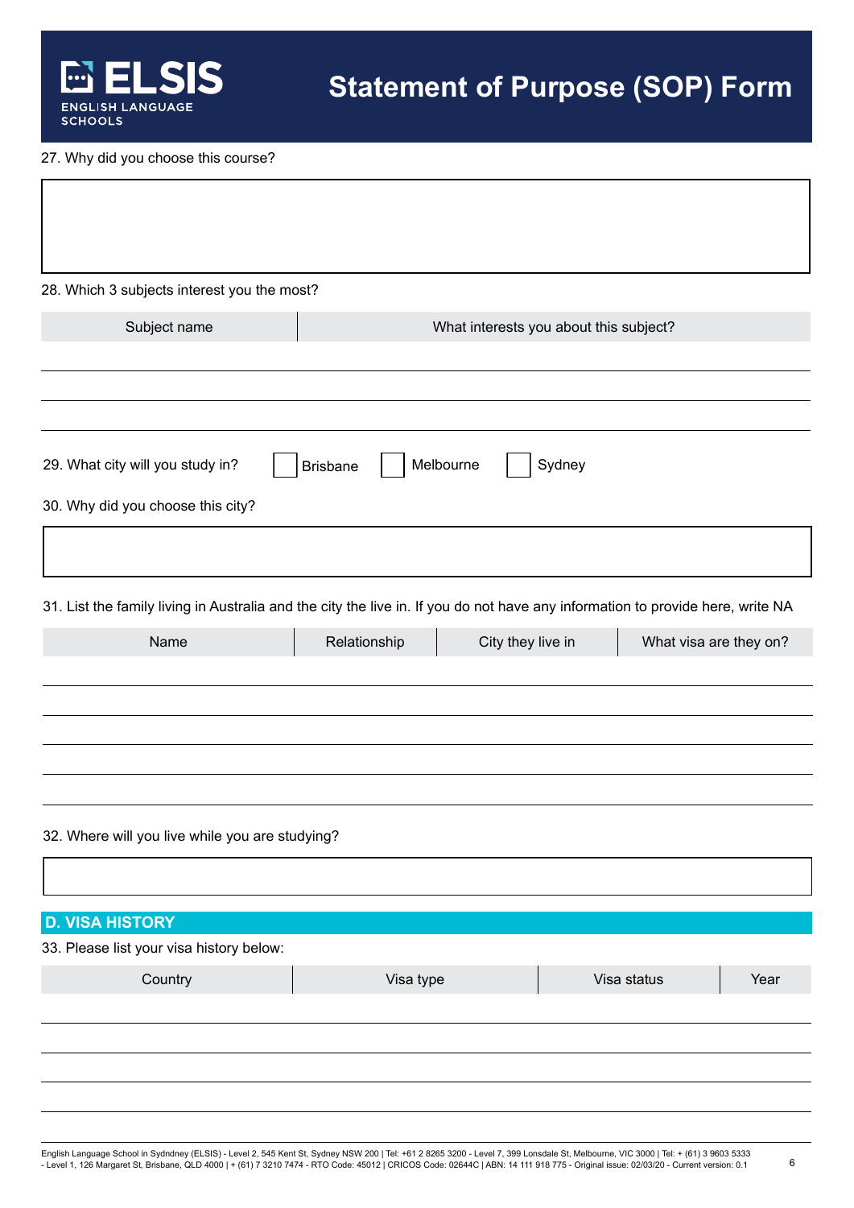# Statement of Purpose (SOP) Form

27. Why did you choose this course?

28. Which 3 subjects interest you the most?

| Subject name | What interests you about this subject? |
| --- | --- |
| | |
| | |
| | |

29. What city will you study in? ☐ Brisbane ☐ Melbourne ☐ Sydney

30. Why did you choose this city?

31. List the family living in Australia and the city the live in. If you do not have any information to provide here, write NA

| Name | Relationship | City they live in | What visa are they on? |
| --- | --- | --- | --- |
| | | | |
| | | | |
| | | | |
| | | | |
| | | | |

32. Where will you live while you are studying?

## D. VISA HISTORY

33. Please list your visa history below:

| Country | Visa type | Visa status | Year |
| --- | --- | --- | --- |
| | | | |
| | | | |
| | | | |
| | | | |
| | | | |

English Language School in Sydndney (ELSIS) - Level 2, 545 Kent St, Sydney NSW 200 | Tel: +61 2 8265 3200 - Level 7, 399 Lonsdale St, Melbourne, VIC 3000 | Tel: + (61) 3 9603 5333 - Level 1, 126 Margaret St, Brisbane, QLD 4000 | + (61) 7 3210 7474 - RTO Code: 45012 | CRICOS Code: 02644C | ABN: 14 111 918 775 - Original issue: 02/03/20 - Current version: 0.1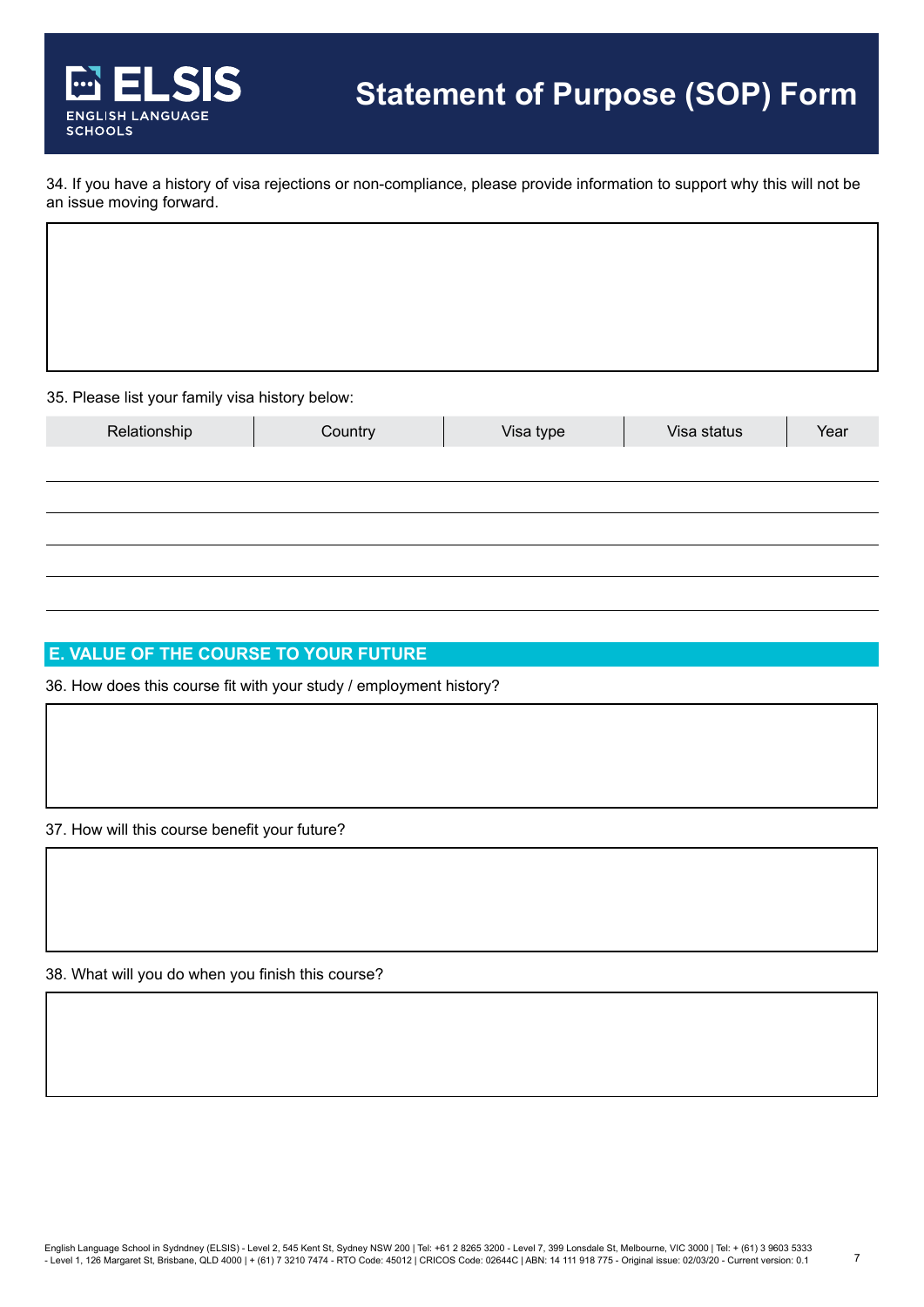34. If you have a history of visa rejections or non-compliance, please provide information to support why this will not be an issue moving forward.

35. Please list your family visa history below:

| Relationship | Country | Visa type | Visa status | Year |
|---|---|---|---|---|
| | | | | |
| | | | | |
| | | | | |
| | | | | |
| | | | | |

## E. VALUE OF THE COURSE TO YOUR FUTURE

36. How does this course fit with your study / employment history?

37. How will this course benefit your future?

38. What will you do when you finish this course?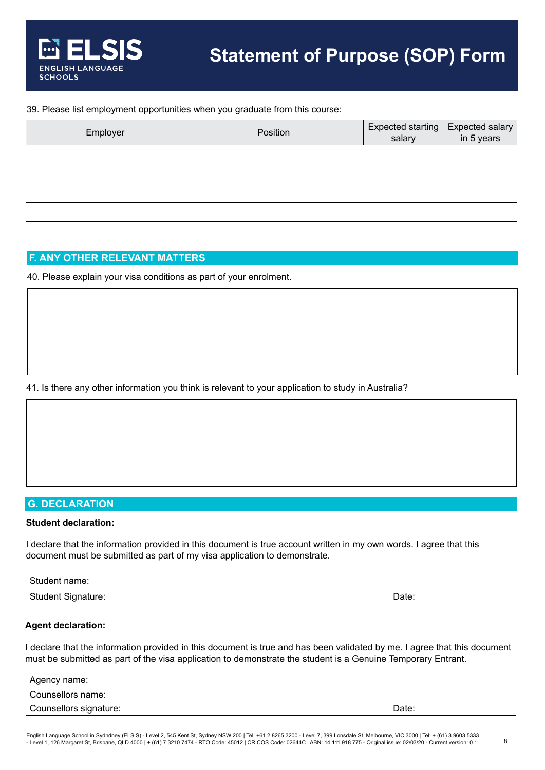# Statement of Purpose (SOP) Form

39. Please list employment opportunities when you graduate from this course:

| Employer | Position | Expected starting salary | Expected salary in 5 years |
|---|---|---|---|
| | | | |
| | | | |
| | | | |
| | | | |
| | | | |

## F. ANY OTHER RELEVANT MATTERS

40. Please explain your visa conditions as part of your enrolment.

41. Is there any other information you think is relevant to your application to study in Australia?

## G. DECLARATION

**Student declaration:**

I declare that the information provided in this document is true account written in my own words. I agree that this document must be submitted as part of my visa application to demonstrate.

Student name:

Student Signature: Date:

**Agent declaration:**

I declare that the information provided in this document is true and has been validated by me. I agree that this document must be submitted as part of the visa application to demonstrate the student is a Genuine Temporary Entrant.

Agency name:

Counsellors name:

Counsellors signature: Date:

English Language School in Sydndney (ELSIS) - Level 2, 545 Kent St, Sydney NSW 200 | Tel: +61 2 8265 3200 - Level 7, 399 Lonsdale St, Melbourne, VIC 3000 | Tel: + (61) 3 9603 5333 - Level 1, 126 Margaret St, Brisbane, QLD 4000 | + (61) 7 3210 7474 - RTO Code: 45012 | CRICOS Code: 02644C | ABN: 14 111 918 775 - Original issue: 02/03/20 - Current version: 0.1